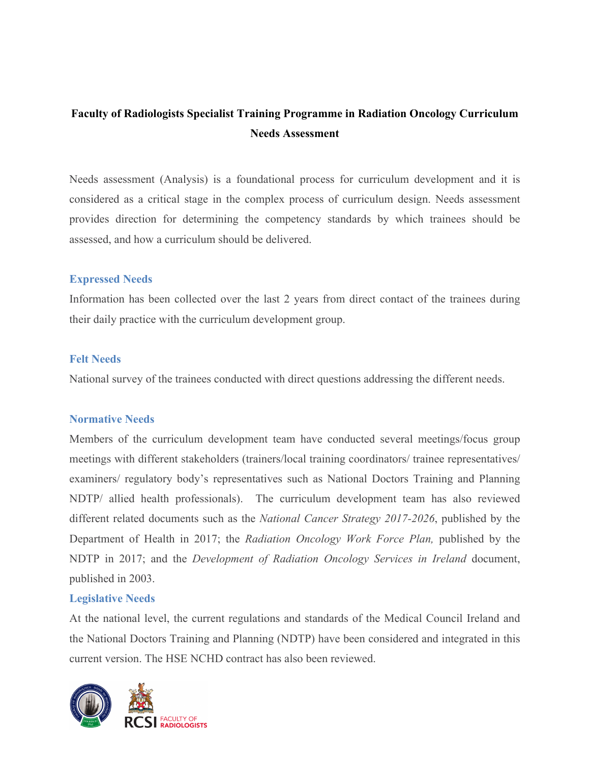# Faculty of Radiologists Specialist Training Programme in Radiation Oncology Curriculum Needs Assessment

Needs assessment (Analysis) is a foundational process for curriculum development and it is considered as a critical stage in the complex process of curriculum design. Needs assessment provides direction for determining the competency standards by which trainees should be assessed, and how a curriculum should be delivered.

## Expressed Needs

Information has been collected over the last 2 years from direct contact of the trainees during their daily practice with the curriculum development group.

## Felt Needs

National survey of the trainees conducted with direct questions addressing the different needs.

## Normative Needs

Members of the curriculum development team have conducted several meetings/focus group meetings with different stakeholders (trainers/local training coordinators/ trainee representatives/ examiners/ regulatory body's representatives such as National Doctors Training and Planning NDTP/ allied health professionals). The curriculum development team has also reviewed different related documents such as the *National Cancer Strategy 2017-2026*, published by the Department of Health in 2017; the *Radiation Oncology Work Force Plan,* published by the NDTP in 2017; and the *Development of Radiation Oncology Services in Ireland* document, published in 2003.

## Legislative Needs

At the national level, the current regulations and standards of the Medical Council Ireland and the National Doctors Training and Planning (NDTP) have been considered and integrated in this current version. The HSE NCHD contract has also been reviewed.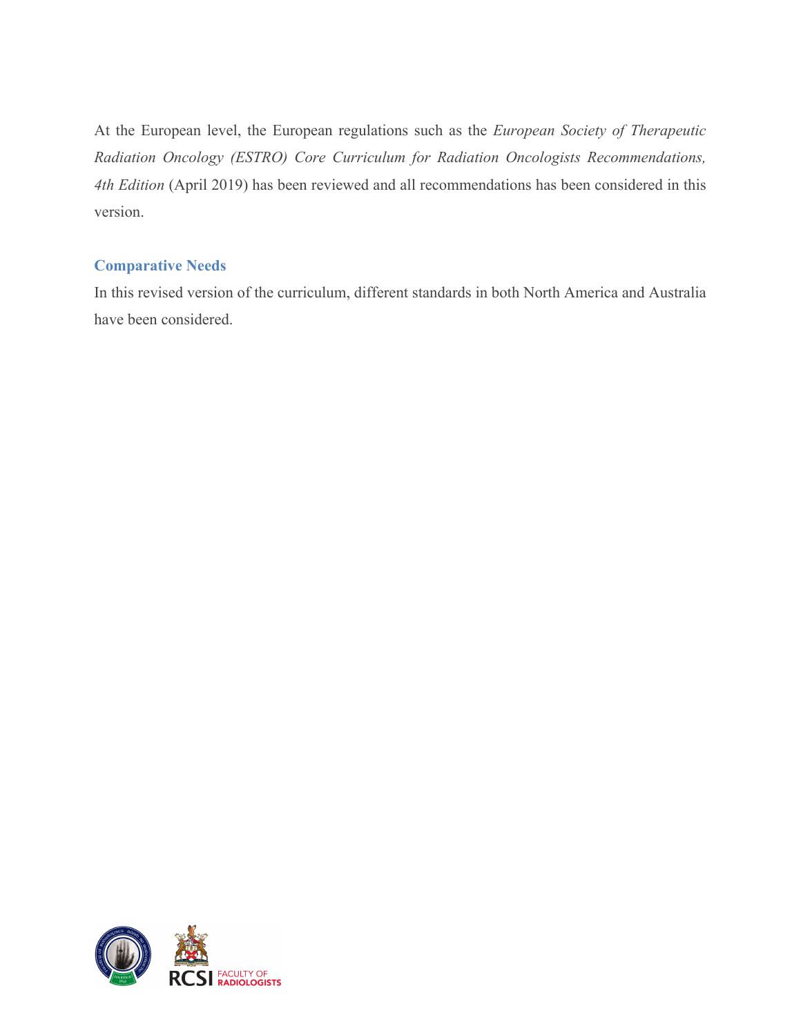At the European level, the European regulations such as the *European Society of Therapeutic Radiation Oncology (ESTRO) Core Curriculum for Radiation Oncologists Recommendations, 4th Edition* (April 2019) has been reviewed and all recommendations has been considered in this version.

### Comparative Needs

In this revised version of the curriculum, different standards in both North America and Australia have been considered.